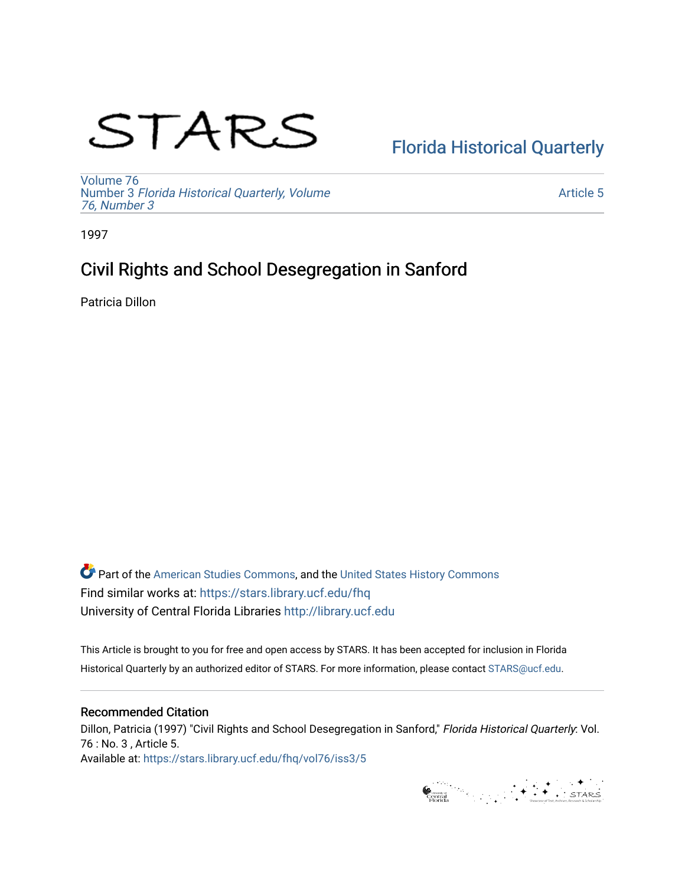STARS

[Florida Historical Quarterly](https://stars.library.ucf.edu/fhq)

Volume 76
Number 3 *Florida Historical Quarterly, Volume 76, Number 3*

Article 5

1997

# Civil Rights and School Desegregation in Sanford

Patricia Dillon

Part of the American Studies Commons, and the United States History Commons
Find similar works at: https://stars.library.ucf.edu/fhq
University of Central Florida Libraries http://library.ucf.edu

This Article is brought to you for free and open access by STARS. It has been accepted for inclusion in Florida Historical Quarterly by an authorized editor of STARS. For more information, please contact STARS@ucf.edu.

## Recommended Citation

Dillon, Patricia (1997) "Civil Rights and School Desegregation in Sanford," *Florida Historical Quarterly*: Vol. 76 : No. 3 , Article 5.
Available at: https://stars.library.ucf.edu/fhq/vol76/iss3/5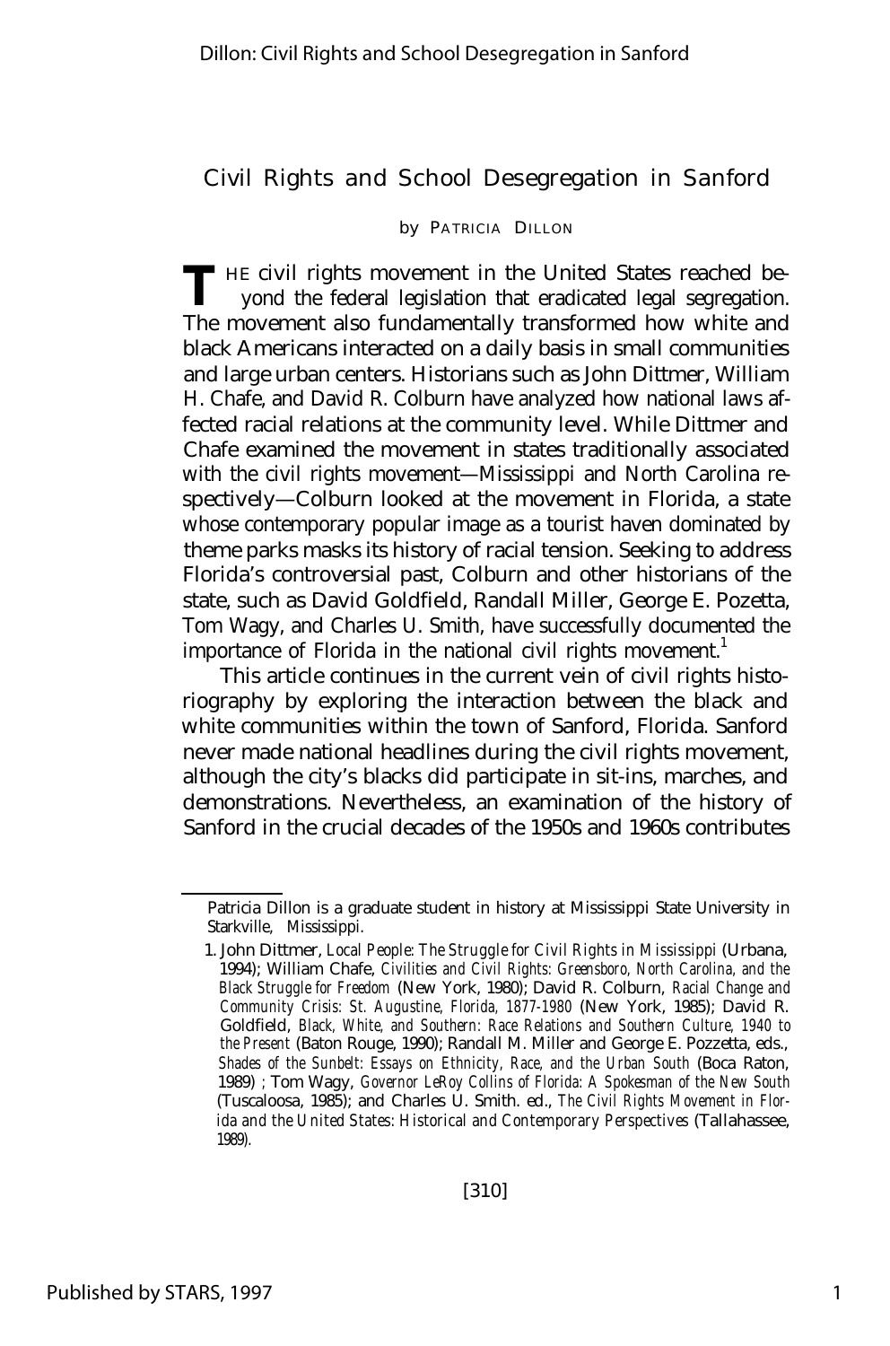# Civil Rights and School Desegregation in Sanford

by PATRICIA DILLON

THE civil rights movement in the United States reached beyond the federal legislation that eradicated legal segregation. The movement also fundamentally transformed how white and black Americans interacted on a daily basis in small communities and large urban centers. Historians such as John Dittmer, William H. Chafe, and David R. Colburn have analyzed how national laws affected racial relations at the community level. While Dittmer and Chafe examined the movement in states traditionally associated with the civil rights movement—Mississippi and North Carolina respectively—Colburn looked at the movement in Florida, a state whose contemporary popular image as a tourist haven dominated by theme parks masks its history of racial tension. Seeking to address Florida's controversial past, Colburn and other historians of the state, such as David Goldfield, Randall Miller, George E. Pozetta, Tom Wagy, and Charles U. Smith, have successfully documented the importance of Florida in the national civil rights movement.[1]

This article continues in the current vein of civil rights historiography by exploring the interaction between the black and white communities within the town of Sanford, Florida. Sanford never made national headlines during the civil rights movement, although the city's blacks did participate in sit-ins, marches, and demonstrations. Nevertheless, an examination of the history of Sanford in the crucial decades of the 1950s and 1960s contributes

---

Patricia Dillon is a graduate student in history at Mississippi State University in Starkville, Mississippi.

1. John Dittmer, *Local People: The Struggle for Civil Rights in Mississippi* (Urbana, 1994); William Chafe, *Civilities and Civil Rights: Greensboro, North Carolina, and the Black Struggle for Freedom* (New York, 1980); David R. Colburn, *Racial Change and Community Crisis: St. Augustine, Florida, 1877-1980* (New York, 1985); David R. Goldfield, *Black, White, and Southern: Race Relations and Southern Culture, 1940 to the Present* (Baton Rouge, 1990); Randall M. Miller and George E. Pozzetta, eds., *Shades of the Sunbelt: Essays on Ethnicity, Race, and the Urban South* (Boca Raton, 1989) ; Tom Wagy, *Governor LeRoy Collins of Florida: A Spokesman of the New South* (Tuscaloosa, 1985); and Charles U. Smith. ed., *The Civil Rights Movement in Florida and the United States: Historical and Contemporary Perspectives* (Tallahassee, 1989).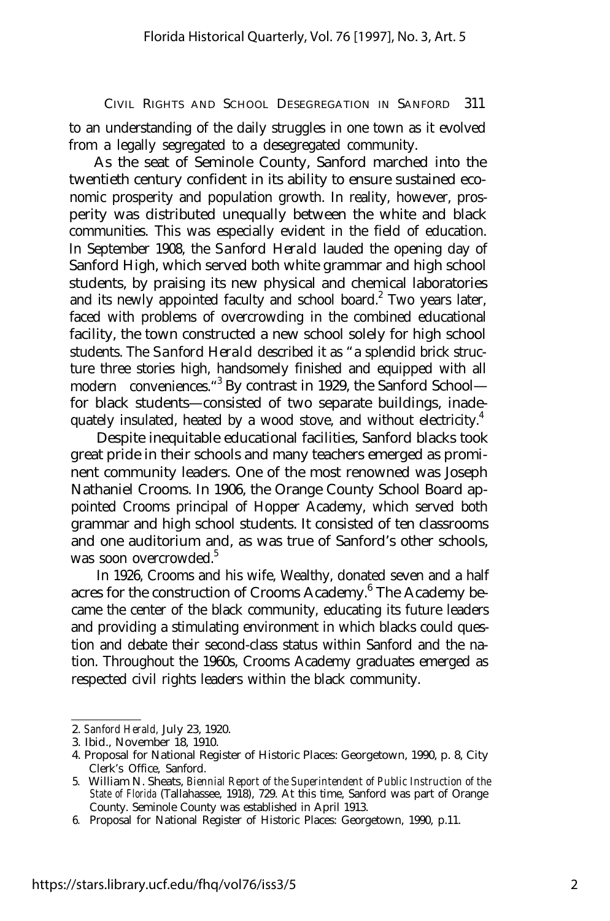to an understanding of the daily struggles in one town as it evolved from a legally segregated to a desegregated community.

As the seat of Seminole County, Sanford marched into the twentieth century confident in its ability to ensure sustained economic prosperity and population growth. In reality, however, prosperity was distributed unequally between the white and black communities. This was especially evident in the field of education. In September 1908, the *Sanford Herald* lauded the opening day of Sanford High, which served both white grammar and high school students, by praising its new physical and chemical laboratories and its newly appointed faculty and school board.[2] Two years later, faced with problems of overcrowding in the combined educational facility, the town constructed a new school solely for high school students. The *Sanford Herald* described it as "a splendid brick structure three stories high, handsomely finished and equipped with all modern conveniences."[3] By contrast in 1929, the Sanford School—for black students—consisted of two separate buildings, inadequately insulated, heated by a wood stove, and without electricity.[4]

Despite inequitable educational facilities, Sanford blacks took great pride in their schools and many teachers emerged as prominent community leaders. One of the most renowned was Joseph Nathaniel Crooms. In 1906, the Orange County School Board appointed Crooms principal of Hopper Academy, which served both grammar and high school students. It consisted of ten classrooms and one auditorium and, as was true of Sanford's other schools, was soon overcrowded.[5]

In 1926, Crooms and his wife, Wealthy, donated seven and a half acres for the construction of Crooms Academy.[6] The Academy became the center of the black community, educating its future leaders and providing a stimulating environment in which blacks could question and debate their second-class status within Sanford and the nation. Throughout the 1960s, Crooms Academy graduates emerged as respected civil rights leaders within the black community.

---

2. *Sanford Herald*, July 23, 1920.
3. Ibid., November 18, 1910.
4. Proposal for National Register of Historic Places: Georgetown, 1990, p. 8, City Clerk's Office, Sanford.
5. William N. Sheats, *Biennial Report of the Superintendent of Public Instruction of the State of Florida* (Tallahassee, 1918), 729. At this time, Sanford was part of Orange County. Seminole County was established in April 1913.
6. Proposal for National Register of Historic Places: Georgetown, 1990, p.11.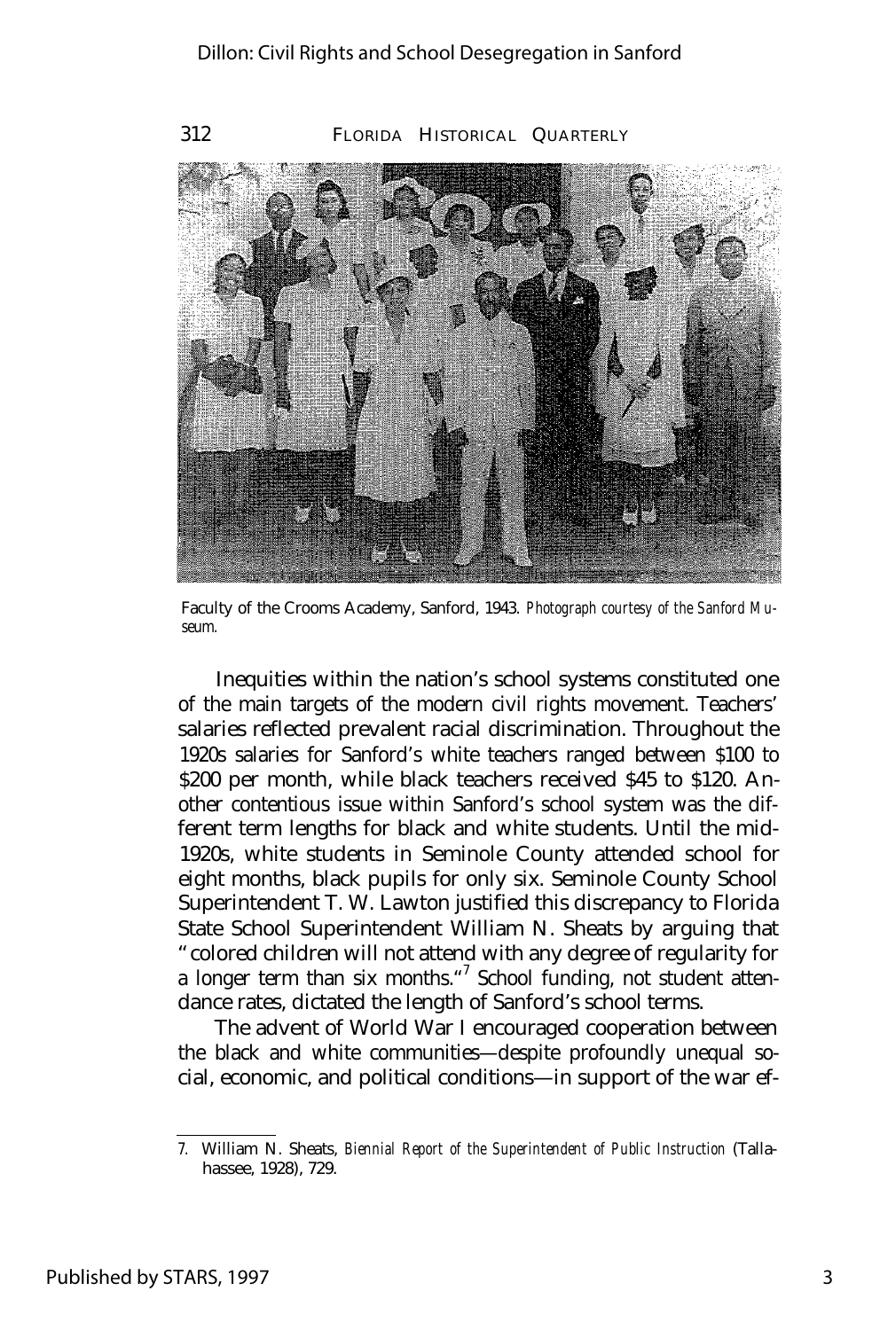Faculty of the Crooms Academy, Sanford, 1943. *Photograph courtesy of the Sanford Museum.*

Inequities within the nation's school systems constituted one of the main targets of the modern civil rights movement. Teachers' salaries reflected prevalent racial discrimination. Throughout the 1920s salaries for Sanford's white teachers ranged between $100 to $200 per month, while black teachers received $45 to $120. Another contentious issue within Sanford's school system was the different term lengths for black and white students. Until the mid-1920s, white students in Seminole County attended school for eight months, black pupils for only six. Seminole County School Superintendent T. W. Lawton justified this discrepancy to Florida State School Superintendent William N. Sheats by arguing that "colored children will not attend with any degree of regularity for a longer term than six months."[7] School funding, not student attendance rates, dictated the length of Sanford's school terms.

The advent of World War I encouraged cooperation between the black and white communities—despite profoundly unequal social, economic, and political conditions—in support of the war ef-

---

7. William N. Sheats, *Biennial Report of the Superintendent of Public Instruction* (Tallahassee, 1928), 729.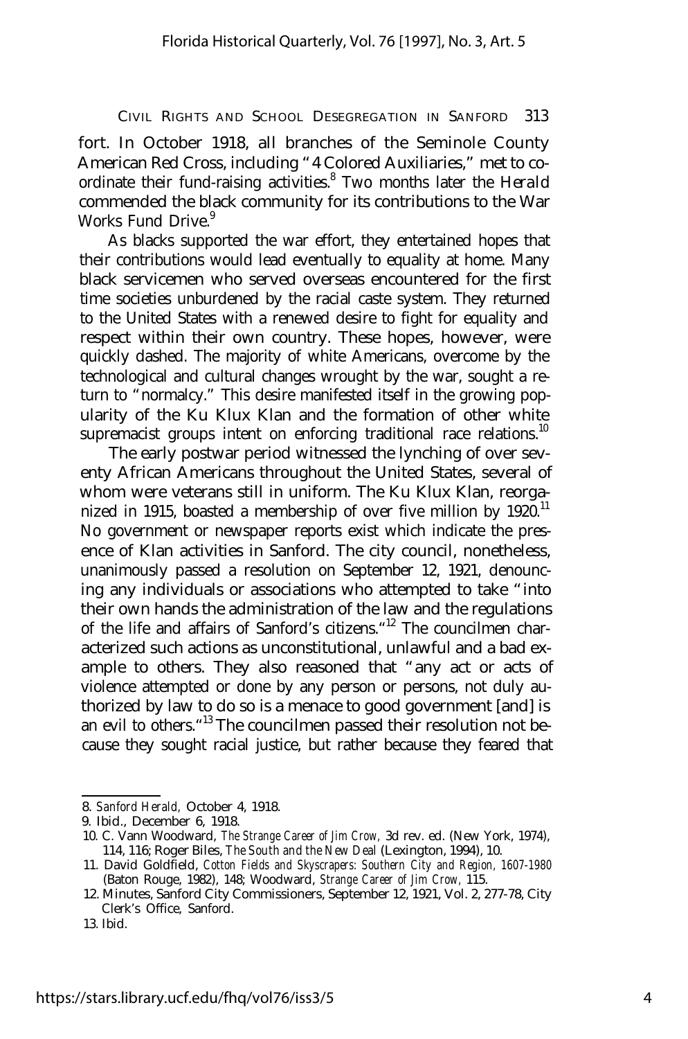fort. In October 1918, all branches of the Seminole County American Red Cross, including "4 Colored Auxiliaries," met to coordinate their fund-raising activities.[8] Two months later the *Herald* commended the black community for its contributions to the War Works Fund Drive.[9]

As blacks supported the war effort, they entertained hopes that their contributions would lead eventually to equality at home. Many black servicemen who served overseas encountered for the first time societies unburdened by the racial caste system. They returned to the United States with a renewed desire to fight for equality and respect within their own country. These hopes, however, were quickly dashed. The majority of white Americans, overcome by the technological and cultural changes wrought by the war, sought a return to "normalcy." This desire manifested itself in the growing popularity of the Ku Klux Klan and the formation of other white supremacist groups intent on enforcing traditional race relations.[10]

The early postwar period witnessed the lynching of over seventy African Americans throughout the United States, several of whom were veterans still in uniform. The Ku Klux Klan, reorganized in 1915, boasted a membership of over five million by 1920.[11] No government or newspaper reports exist which indicate the presence of Klan activities in Sanford. The city council, nonetheless, unanimously passed a resolution on September 12, 1921, denouncing any individuals or associations who attempted to take "into their own hands the administration of the law and the regulations of the life and affairs of Sanford's citizens."[12] The councilmen characterized such actions as unconstitutional, unlawful and a bad example to others. They also reasoned that "any act or acts of violence attempted or done by any person or persons, not duly authorized by law to do so is a menace to good government [and] is an evil to others."[13] The councilmen passed their resolution not because they sought racial justice, but rather because they feared that

---

8. *Sanford Herald,* October 4, 1918.
9. Ibid., December 6, 1918.
10. C. Vann Woodward, *The Strange Career of Jim Crow,* 3d rev. ed. (New York, 1974), 114, 116; Roger Biles, *The South and the New Deal* (Lexington, 1994), 10.
11. David Goldfield, *Cotton Fields and Skyscrapers: Southern City and Region, 1607-1980* (Baton Rouge, 1982), 148; Woodward, *Strange Career of Jim Crow,* 115.
12. Minutes, Sanford City Commissioners, September 12, 1921, Vol. 2, 277-78, City Clerk's Office, Sanford.
13. Ibid.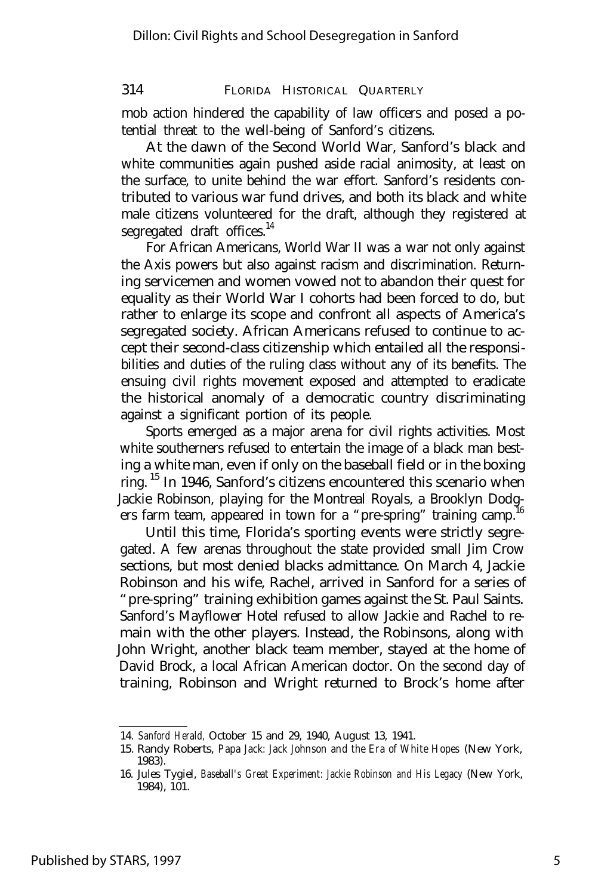mob action hindered the capability of law officers and posed a potential threat to the well-being of Sanford's citizens.

At the dawn of the Second World War, Sanford's black and white communities again pushed aside racial animosity, at least on the surface, to unite behind the war effort. Sanford's residents contributed to various war fund drives, and both its black and white male citizens volunteered for the draft, although they registered at segregated draft offices.[14]

For African Americans, World War II was a war not only against the Axis powers but also against racism and discrimination. Returning servicemen and women vowed not to abandon their quest for equality as their World War I cohorts had been forced to do, but rather to enlarge its scope and confront all aspects of America's segregated society. African Americans refused to continue to accept their second-class citizenship which entailed all the responsibilities and duties of the ruling class without any of its benefits. The ensuing civil rights movement exposed and attempted to eradicate the historical anomaly of a democratic country discriminating against a significant portion of its people.

Sports emerged as a major arena for civil rights activities. Most white southerners refused to entertain the image of a black man besting a white man, even if only on the baseball field or in the boxing ring.[15] In 1946, Sanford's citizens encountered this scenario when Jackie Robinson, playing for the Montreal Royals, a Brooklyn Dodgers farm team, appeared in town for a "pre-spring" training camp.[16]

Until this time, Florida's sporting events were strictly segregated. A few arenas throughout the state provided small Jim Crow sections, but most denied blacks admittance. On March 4, Jackie Robinson and his wife, Rachel, arrived in Sanford for a series of "pre-spring" training exhibition games against the St. Paul Saints. Sanford's Mayflower Hotel refused to allow Jackie and Rachel to remain with the other players. Instead, the Robinsons, along with John Wright, another black team member, stayed at the home of David Brock, a local African American doctor. On the second day of training, Robinson and Wright returned to Brock's home after

14. *Sanford Herald,* October 15 and 29, 1940, August 13, 1941.

15. Randy Roberts, *Papa Jack: Jack Johnson and the Era of White Hopes* (New York, 1983).

16. Jules Tygiel, *Baseball's Great Experiment: Jackie Robinson and His Legacy* (New York, 1984), 101.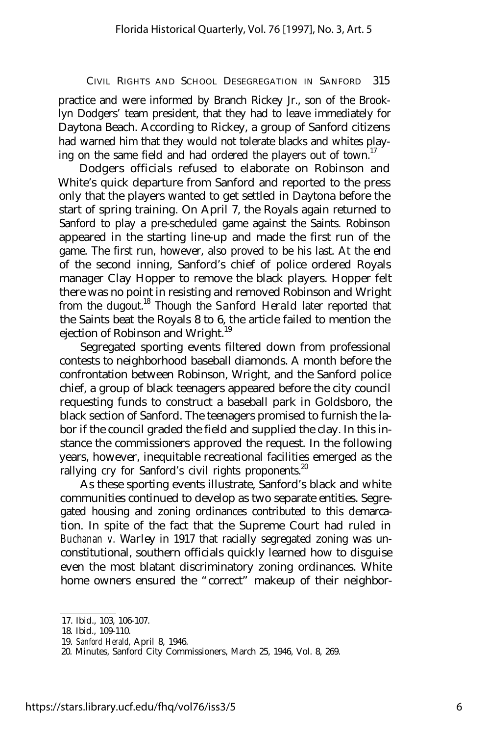practice and were informed by Branch Rickey Jr., son of the Brooklyn Dodgers' team president, that they had to leave immediately for Daytona Beach. According to Rickey, a group of Sanford citizens had warned him that they would not tolerate blacks and whites playing on the same field and had ordered the players out of town.[17]

Dodgers officials refused to elaborate on Robinson and White's quick departure from Sanford and reported to the press only that the players wanted to get settled in Daytona before the start of spring training. On April 7, the Royals again returned to Sanford to play a pre-scheduled game against the Saints. Robinson appeared in the starting line-up and made the first run of the game. The first run, however, also proved to be his last. At the end of the second inning, Sanford's chief of police ordered Royals manager Clay Hopper to remove the black players. Hopper felt there was no point in resisting and removed Robinson and Wright from the dugout.[18] Though the *Sanford Herald* later reported that the Saints beat the Royals 8 to 6, the article failed to mention the ejection of Robinson and Wright.[19]

Segregated sporting events filtered down from professional contests to neighborhood baseball diamonds. A month before the confrontation between Robinson, Wright, and the Sanford police chief, a group of black teenagers appeared before the city council requesting funds to construct a baseball park in Goldsboro, the black section of Sanford. The teenagers promised to furnish the labor if the council graded the field and supplied the clay. In this instance the commissioners approved the request. In the following years, however, inequitable recreational facilities emerged as the rallying cry for Sanford's civil rights proponents.[20]

As these sporting events illustrate, Sanford's black and white communities continued to develop as two separate entities. Segregated housing and zoning ordinances contributed to this demarcation. In spite of the fact that the Supreme Court had ruled in *Buchanan v. Warley* in 1917 that racially segregated zoning was unconstitutional, southern officials quickly learned how to disguise even the most blatant discriminatory zoning ordinances. White home owners ensured the "correct" makeup of their neighbor-

---

17. Ibid., 103, 106-107.
18. Ibid., 109-110.
19. *Sanford Herald*, April 8, 1946.
20. Minutes, Sanford City Commissioners, March 25, 1946, Vol. 8, 269.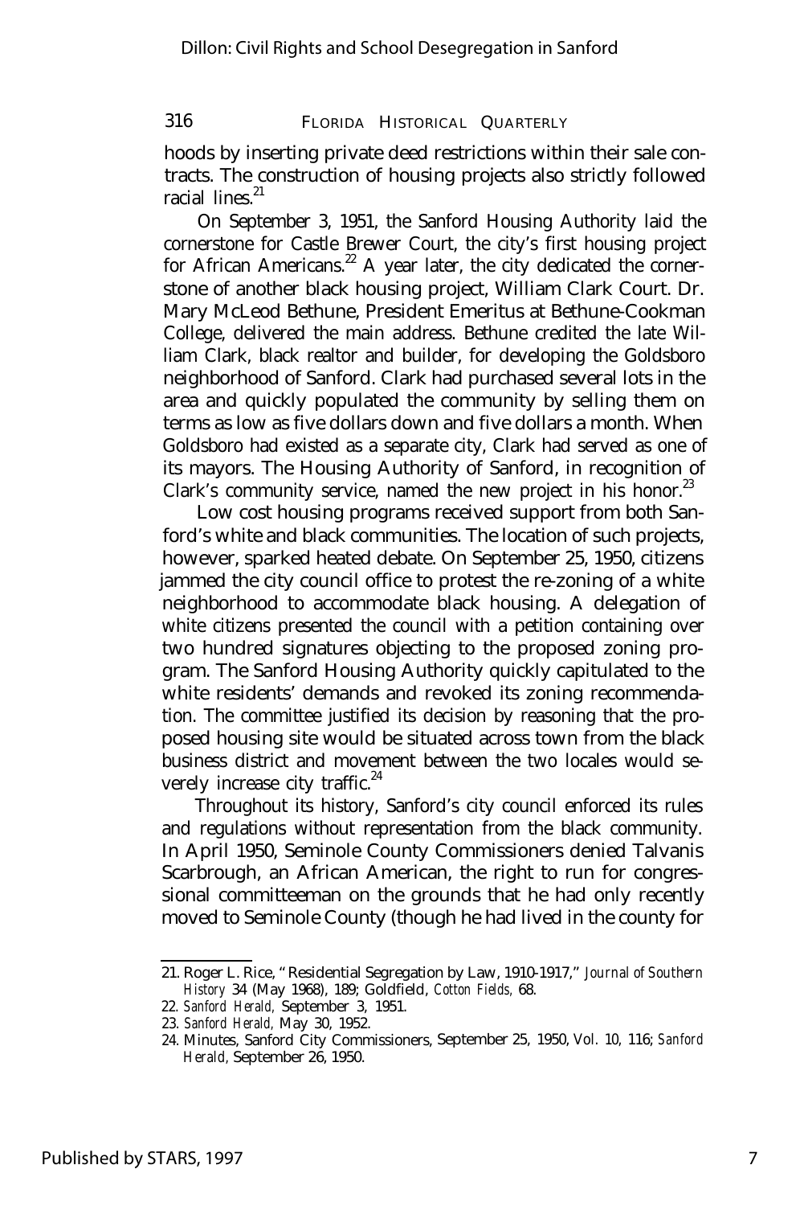hoods by inserting private deed restrictions within their sale contracts. The construction of housing projects also strictly followed racial lines.[21]

On September 3, 1951, the Sanford Housing Authority laid the cornerstone for Castle Brewer Court, the city's first housing project for African Americans.[22] A year later, the city dedicated the cornerstone of another black housing project, William Clark Court. Dr. Mary McLeod Bethune, President Emeritus at Bethune-Cookman College, delivered the main address. Bethune credited the late William Clark, black realtor and builder, for developing the Goldsboro neighborhood of Sanford. Clark had purchased several lots in the area and quickly populated the community by selling them on terms as low as five dollars down and five dollars a month. When Goldsboro had existed as a separate city, Clark had served as one of its mayors. The Housing Authority of Sanford, in recognition of Clark's community service, named the new project in his honor.[23]

Low cost housing programs received support from both Sanford's white and black communities. The location of such projects, however, sparked heated debate. On September 25, 1950, citizens jammed the city council office to protest the re-zoning of a white neighborhood to accommodate black housing. A delegation of white citizens presented the council with a petition containing over two hundred signatures objecting to the proposed zoning program. The Sanford Housing Authority quickly capitulated to the white residents' demands and revoked its zoning recommendation. The committee justified its decision by reasoning that the proposed housing site would be situated across town from the black business district and movement between the two locales would severely increase city traffic.[24]

Throughout its history, Sanford's city council enforced its rules and regulations without representation from the black community. In April 1950, Seminole County Commissioners denied Talvanis Scarbrough, an African American, the right to run for congressional committeeman on the grounds that he had only recently moved to Seminole County (though he had lived in the county for

---

21. Roger L. Rice, "Residential Segregation by Law, 1910-1917," *Journal of Southern History* 34 (May 1968), 189; Goldfield, *Cotton Fields,* 68.
22. *Sanford Herald,* September 3, 1951.
23. *Sanford Herald,* May 30, 1952.
24. Minutes, Sanford City Commissioners, September 25, 1950, Vol. 10, 116; *Sanford Herald,* September 26, 1950.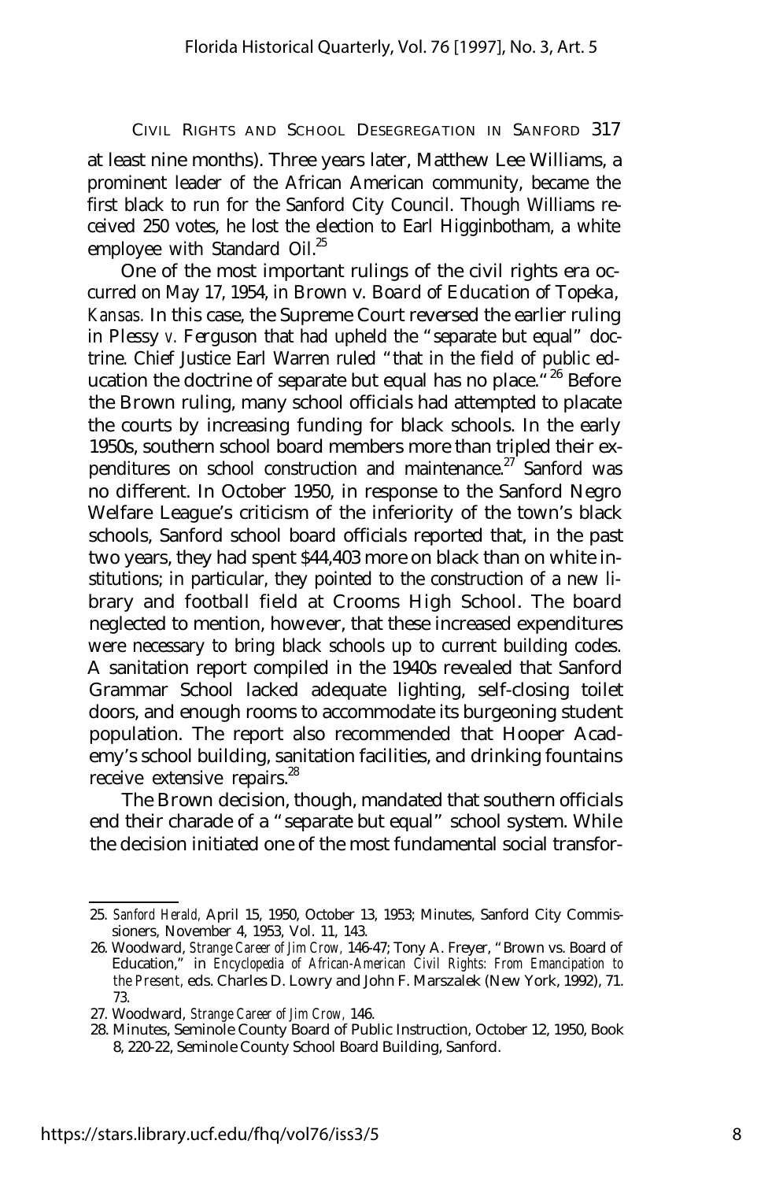at least nine months). Three years later, Matthew Lee Williams, a prominent leader of the African American community, became the first black to run for the Sanford City Council. Though Williams received 250 votes, he lost the election to Earl Higginbotham, a white employee with Standard Oil.[25]

One of the most important rulings of the civil rights era occurred on May 17, 1954, in *Brown v. Board of Education of Topeka, Kansas*. In this case, the Supreme Court reversed the earlier ruling in *Plessy v. Ferguson* that had upheld the "separate but equal" doctrine. Chief Justice Earl Warren ruled "that in the field of public education the doctrine of separate but equal has no place."[26] Before the Brown ruling, many school officials had attempted to placate the courts by increasing funding for black schools. In the early 1950s, southern school board members more than tripled their expenditures on school construction and maintenance.[27] Sanford was no different. In October 1950, in response to the Sanford Negro Welfare League's criticism of the inferiority of the town's black schools, Sanford school board officials reported that, in the past two years, they had spent $44,403 more on black than on white institutions; in particular, they pointed to the construction of a new library and football field at Crooms High School. The board neglected to mention, however, that these increased expenditures were necessary to bring black schools up to current building codes. A sanitation report compiled in the 1940s revealed that Sanford Grammar School lacked adequate lighting, self-closing toilet doors, and enough rooms to accommodate its burgeoning student population. The report also recommended that Hooper Academy's school building, sanitation facilities, and drinking fountains receive extensive repairs.[28]

The Brown decision, though, mandated that southern officials end their charade of a "separate but equal" school system. While the decision initiated one of the most fundamental social transfor-

---

25. *Sanford Herald*, April 15, 1950, October 13, 1953; Minutes, Sanford City Commissioners, November 4, 1953, Vol. 11, 143.

26. Woodward, *Strange Career of Jim Crow*, 146-47; Tony A. Freyer, "Brown vs. Board of Education," in *Encyclopedia of African-American Civil Rights: From Emancipation to the Present*, eds. Charles D. Lowry and John F. Marszalek (New York, 1992), 71. 73.

27. Woodward, *Strange Career of Jim Crow*, 146.

28. Minutes, Seminole County Board of Public Instruction, October 12, 1950, Book 8, 220-22, Seminole County School Board Building, Sanford.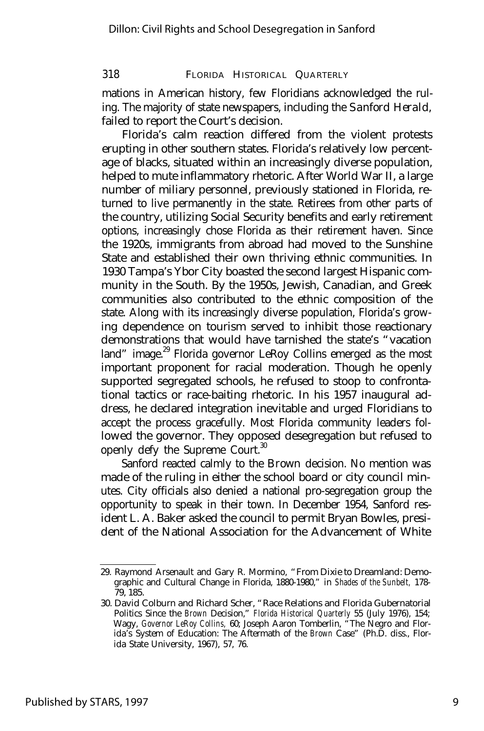mations in American history, few Floridians acknowledged the ruling. The majority of state newspapers, including the *Sanford Herald*, failed to report the Court's decision.

Florida's calm reaction differed from the violent protests erupting in other southern states. Florida's relatively low percentage of blacks, situated within an increasingly diverse population, helped to mute inflammatory rhetoric. After World War II, a large number of miliary personnel, previously stationed in Florida, returned to live permanently in the state. Retirees from other parts of the country, utilizing Social Security benefits and early retirement options, increasingly chose Florida as their retirement haven. Since the 1920s, immigrants from abroad had moved to the Sunshine State and established their own thriving ethnic communities. In 1930 Tampa's Ybor City boasted the second largest Hispanic community in the South. By the 1950s, Jewish, Canadian, and Greek communities also contributed to the ethnic composition of the state. Along with its increasingly diverse population, Florida's growing dependence on tourism served to inhibit those reactionary demonstrations that would have tarnished the state's "vacation land" image.[29] Florida governor LeRoy Collins emerged as the most important proponent for racial moderation. Though he openly supported segregated schools, he refused to stoop to confrontational tactics or race-baiting rhetoric. In his 1957 inaugural address, he declared integration inevitable and urged Floridians to accept the process gracefully. Most Florida community leaders followed the governor. They opposed desegregation but refused to openly defy the Supreme Court.[30]

Sanford reacted calmly to the Brown decision. No mention was made of the ruling in either the school board or city council minutes. City officials also denied a national pro-segregation group the opportunity to speak in their town. In December 1954, Sanford resident L. A. Baker asked the council to permit Bryan Bowles, president of the National Association for the Advancement of White

---

29. Raymond Arsenault and Gary R. Mormino, "From Dixie to Dreamland: Demographic and Cultural Change in Florida, 1880-1980," in *Shades of the Sunbelt,* 178-79, 185.

30. David Colburn and Richard Scher, "Race Relations and Florida Gubernatorial Politics Since the *Brown* Decision," *Florida Historical Quarterly* 55 (July 1976), 154; Wagy, *Governor LeRoy Collins,* 60; Joseph Aaron Tomberlin, "The Negro and Florida's System of Education: The Aftermath of the *Brown* Case" (Ph.D. diss., Florida State University, 1967), 57, 76.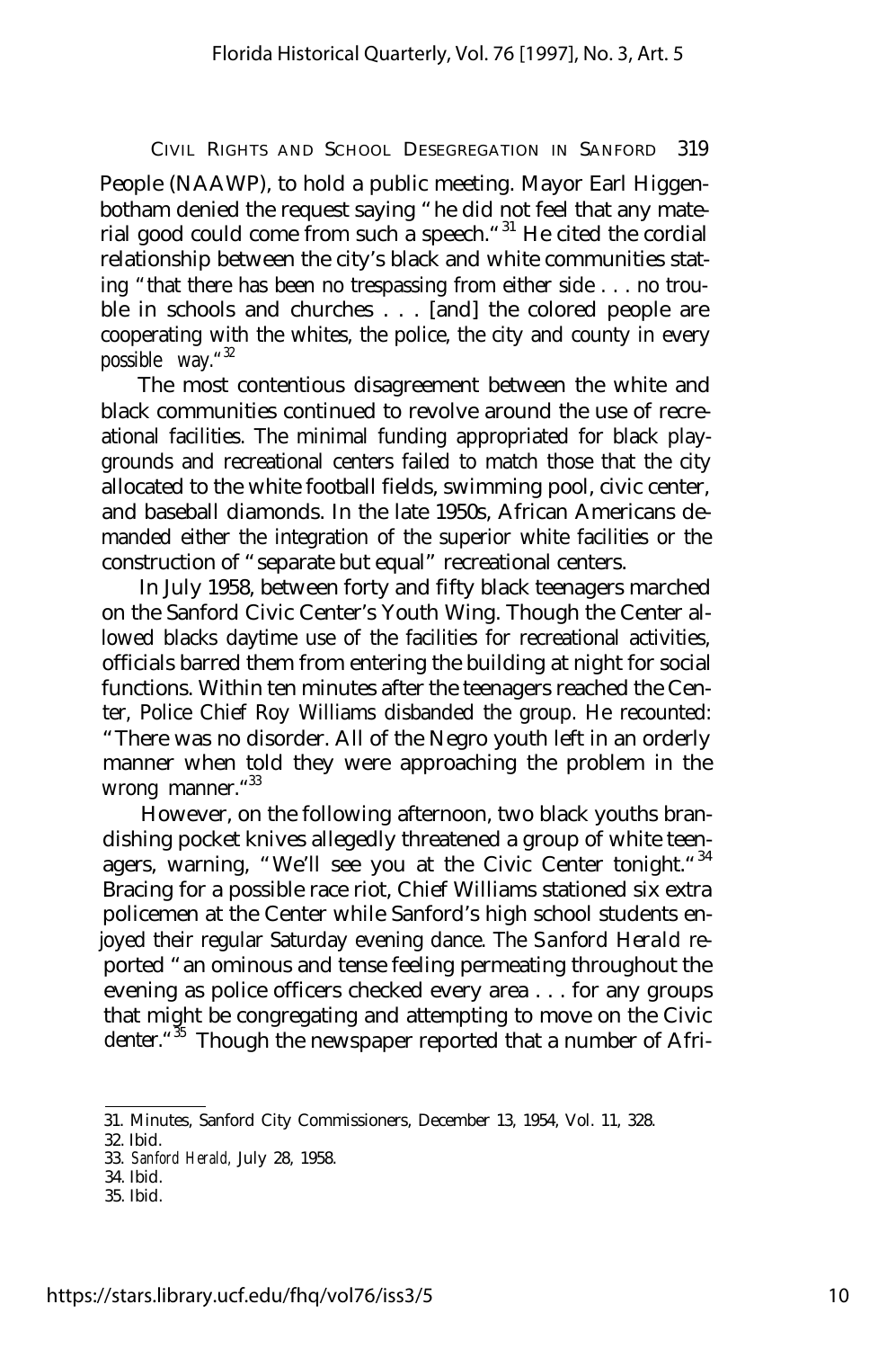People (NAAWP), to hold a public meeting. Mayor Earl Higgenbotham denied the request saying "he did not feel that any material good could come from such a speech."[31] He cited the cordial relationship between the city's black and white communities stating "that there has been no trespassing from either side . . . no trouble in schools and churches . . . [and] the colored people are cooperating with the whites, the police, the city and county in every possible way."[32]

The most contentious disagreement between the white and black communities continued to revolve around the use of recreational facilities. The minimal funding appropriated for black playgrounds and recreational centers failed to match those that the city allocated to the white football fields, swimming pool, civic center, and baseball diamonds. In the late 1950s, African Americans demanded either the integration of the superior white facilities or the construction of "separate but equal" recreational centers.

In July 1958, between forty and fifty black teenagers marched on the Sanford Civic Center's Youth Wing. Though the Center allowed blacks daytime use of the facilities for recreational activities, officials barred them from entering the building at night for social functions. Within ten minutes after the teenagers reached the Center, Police Chief Roy Williams disbanded the group. He recounted: "There was no disorder. All of the Negro youth left in an orderly manner when told they were approaching the problem in the wrong manner."[33]

However, on the following afternoon, two black youths brandishing pocket knives allegedly threatened a group of white teenagers, warning, "We'll see you at the Civic Center tonight."[34] Bracing for a possible race riot, Chief Williams stationed six extra policemen at the Center while Sanford's high school students enjoyed their regular Saturday evening dance. The *Sanford Herald* reported "an ominous and tense feeling permeating throughout the evening as police officers checked every area . . . for any groups that might be congregating and attempting to move on the Civic denter."[35] Though the newspaper reported that a number of Afri-

---

31. Minutes, Sanford City Commissioners, December 13, 1954, Vol. 11, 328.
32. Ibid.
33. *Sanford Herald,* July 28, 1958.
34. Ibid.
35. Ibid.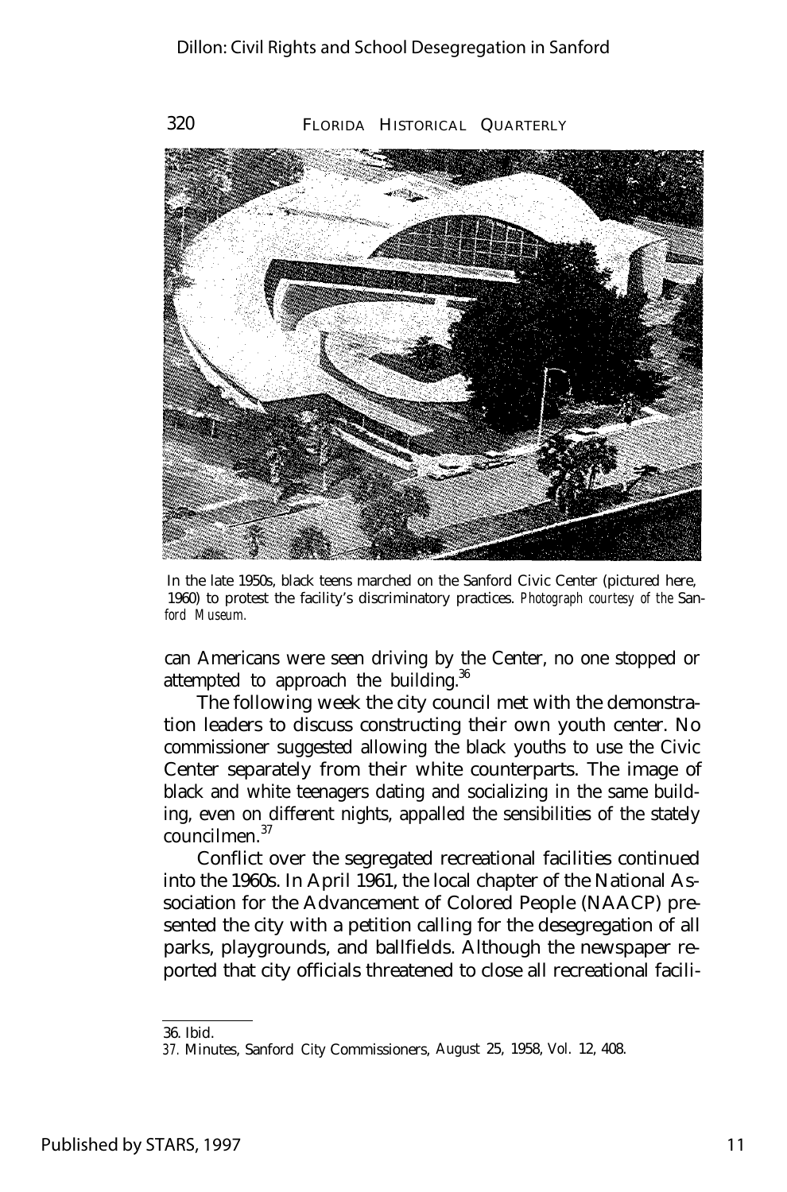In the late 1950s, black teens marched on the Sanford Civic Center (pictured here, 1960) to protest the facility's discriminatory practices. *Photograph courtesy of the Sanford Museum.*

can Americans were seen driving by the Center, no one stopped or attempted to approach the building.[36]

The following week the city council met with the demonstration leaders to discuss constructing their own youth center. No commissioner suggested allowing the black youths to use the Civic Center separately from their white counterparts. The image of black and white teenagers dating and socializing in the same building, even on different nights, appalled the sensibilities of the stately councilmen.[37]

Conflict over the segregated recreational facilities continued into the 1960s. In April 1961, the local chapter of the National Association for the Advancement of Colored People (NAACP) presented the city with a petition calling for the desegregation of all parks, playgrounds, and ballfields. Although the newspaper reported that city officials threatened to close all recreational facili-

---

36. Ibid.

37. Minutes, Sanford City Commissioners, August 25, 1958, Vol. 12, 408.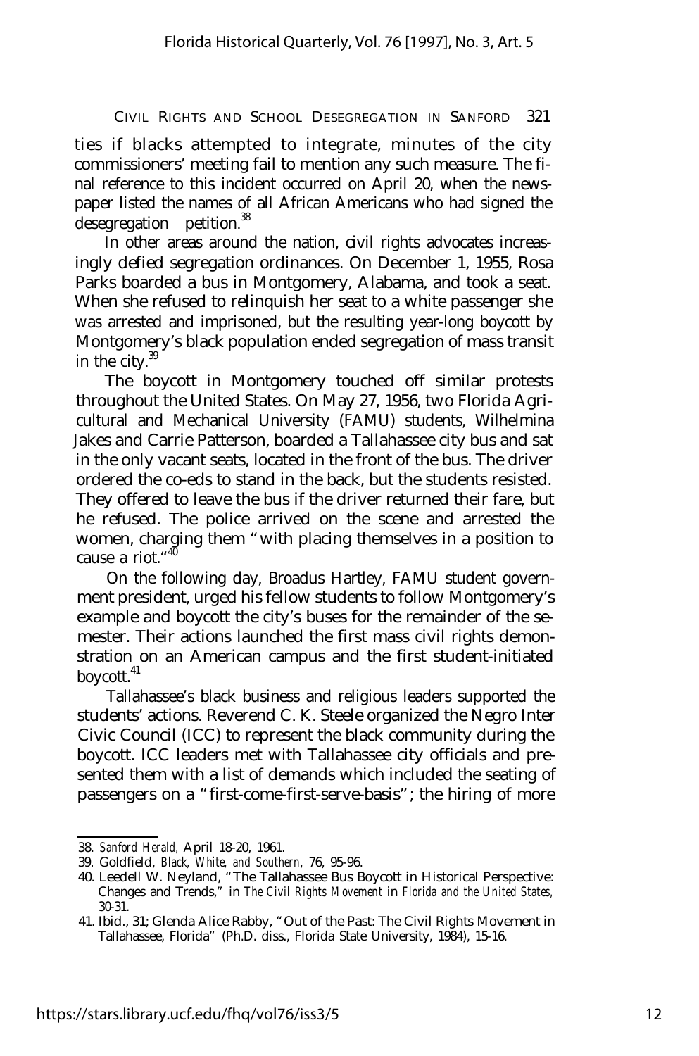ties if blacks attempted to integrate, minutes of the city commissioners' meeting fail to mention any such measure. The final reference to this incident occurred on April 20, when the newspaper listed the names of all African Americans who had signed the desegregation petition.[38]

In other areas around the nation, civil rights advocates increasingly defied segregation ordinances. On December 1, 1955, Rosa Parks boarded a bus in Montgomery, Alabama, and took a seat. When she refused to relinquish her seat to a white passenger she was arrested and imprisoned, but the resulting year-long boycott by Montgomery's black population ended segregation of mass transit in the city.[39]

The boycott in Montgomery touched off similar protests throughout the United States. On May 27, 1956, two Florida Agricultural and Mechanical University (FAMU) students, Wilhelmina Jakes and Carrie Patterson, boarded a Tallahassee city bus and sat in the only vacant seats, located in the front of the bus. The driver ordered the co-eds to stand in the back, but the students resisted. They offered to leave the bus if the driver returned their fare, but he refused. The police arrived on the scene and arrested the women, charging them "with placing themselves in a position to cause a riot."[40]

On the following day, Broadus Hartley, FAMU student government president, urged his fellow students to follow Montgomery's example and boycott the city's buses for the remainder of the semester. Their actions launched the first mass civil rights demonstration on an American campus and the first student-initiated boycott.[41]

Tallahassee's black business and religious leaders supported the students' actions. Reverend C. K. Steele organized the Negro Inter Civic Council (ICC) to represent the black community during the boycott. ICC leaders met with Tallahassee city officials and presented them with a list of demands which included the seating of passengers on a "first-come-first-serve-basis"; the hiring of more

38. *Sanford Herald,* April 18-20, 1961.

39. Goldfield, *Black, White, and Southern,* 76, 95-96.

40. Leedell W. Neyland, "The Tallahassee Bus Boycott in Historical Perspective: Changes and Trends," in *The Civil Rights Movement* in *Florida and the United States,* 30-31.

41. Ibid., 31; Glenda Alice Rabby, "Out of the Past: The Civil Rights Movement in Tallahassee, Florida" (Ph.D. diss., Florida State University, 1984), 15-16.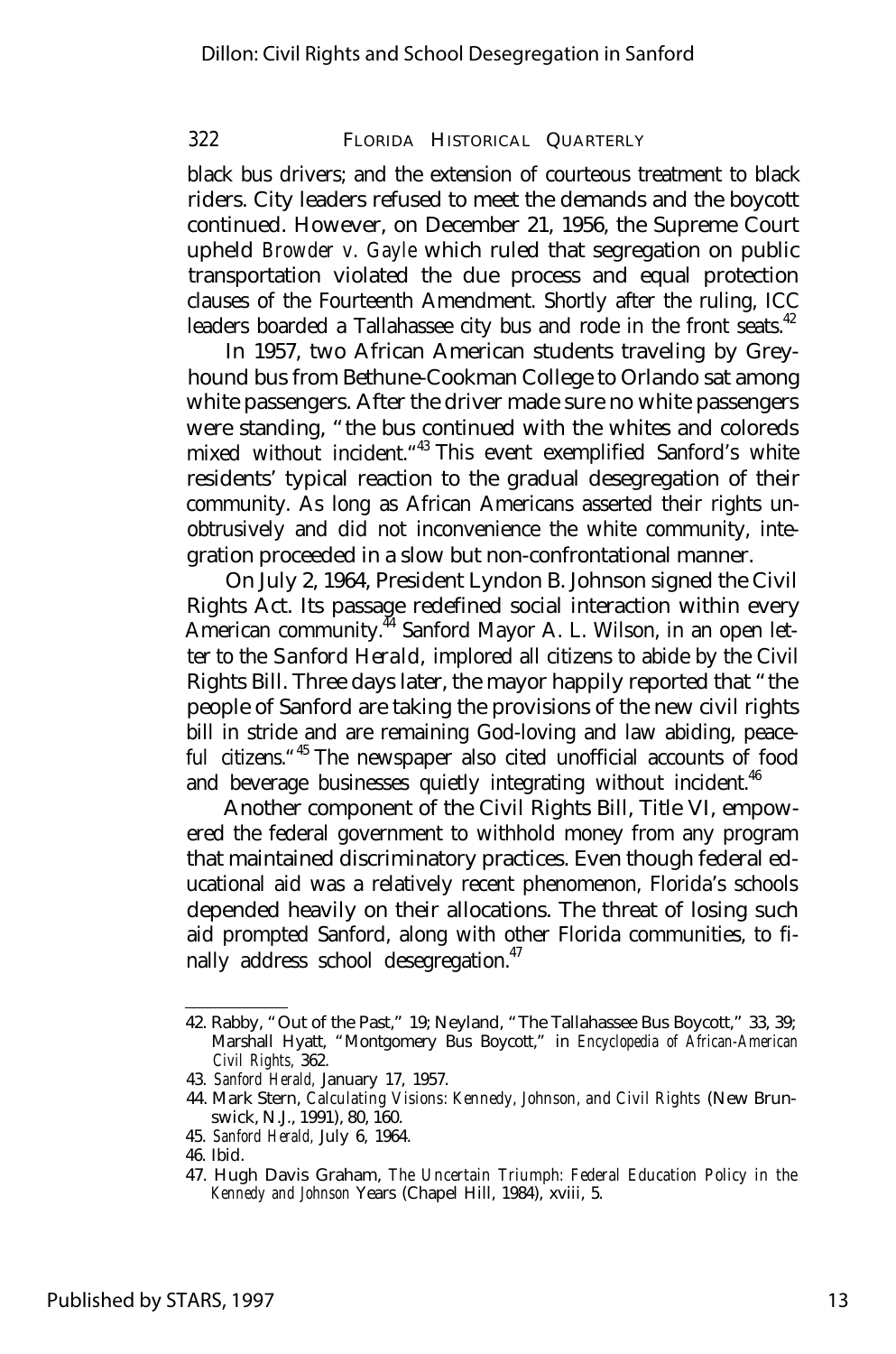black bus drivers; and the extension of courteous treatment to black riders. City leaders refused to meet the demands and the boycott continued. However, on December 21, 1956, the Supreme Court upheld *Browder v. Gayle* which ruled that segregation on public transportation violated the due process and equal protection clauses of the Fourteenth Amendment. Shortly after the ruling, ICC leaders boarded a Tallahassee city bus and rode in the front seats.[42]

In 1957, two African American students traveling by Greyhound bus from Bethune-Cookman College to Orlando sat among white passengers. After the driver made sure no white passengers were standing, "the bus continued with the whites and coloreds mixed without incident."[43] This event exemplified Sanford's white residents' typical reaction to the gradual desegregation of their community. As long as African Americans asserted their rights unobtrusively and did not inconvenience the white community, integration proceeded in a slow but non-confrontational manner.

On July 2, 1964, President Lyndon B. Johnson signed the Civil Rights Act. Its passage redefined social interaction within every American community.[44] Sanford Mayor A. L. Wilson, in an open letter to the *Sanford Herald*, implored all citizens to abide by the Civil Rights Bill. Three days later, the mayor happily reported that "the people of Sanford are taking the provisions of the new civil rights bill in stride and are remaining God-loving and law abiding, peaceful citizens."[45] The newspaper also cited unofficial accounts of food and beverage businesses quietly integrating without incident.[46]

Another component of the Civil Rights Bill, Title VI, empowered the federal government to withhold money from any program that maintained discriminatory practices. Even though federal educational aid was a relatively recent phenomenon, Florida's schools depended heavily on their allocations. The threat of losing such aid prompted Sanford, along with other Florida communities, to finally address school desegregation.[47]

---

42. Rabby, "Out of the Past," 19; Neyland, "The Tallahassee Bus Boycott," 33, 39; Marshall Hyatt, "Montgomery Bus Boycott," in *Encyclopedia of African-American Civil Rights,* 362.
43. *Sanford Herald,* January 17, 1957.
44. Mark Stern, *Calculating Visions: Kennedy, Johnson, and Civil Rights* (New Brunswick, N.J., 1991), 80, 160.
45. *Sanford Herald,* July 6, 1964.
46. Ibid.
47. Hugh Davis Graham, *The Uncertain Triumph: Federal Education Policy in the Kennedy and Johnson* Years (Chapel Hill, 1984), xviii, 5.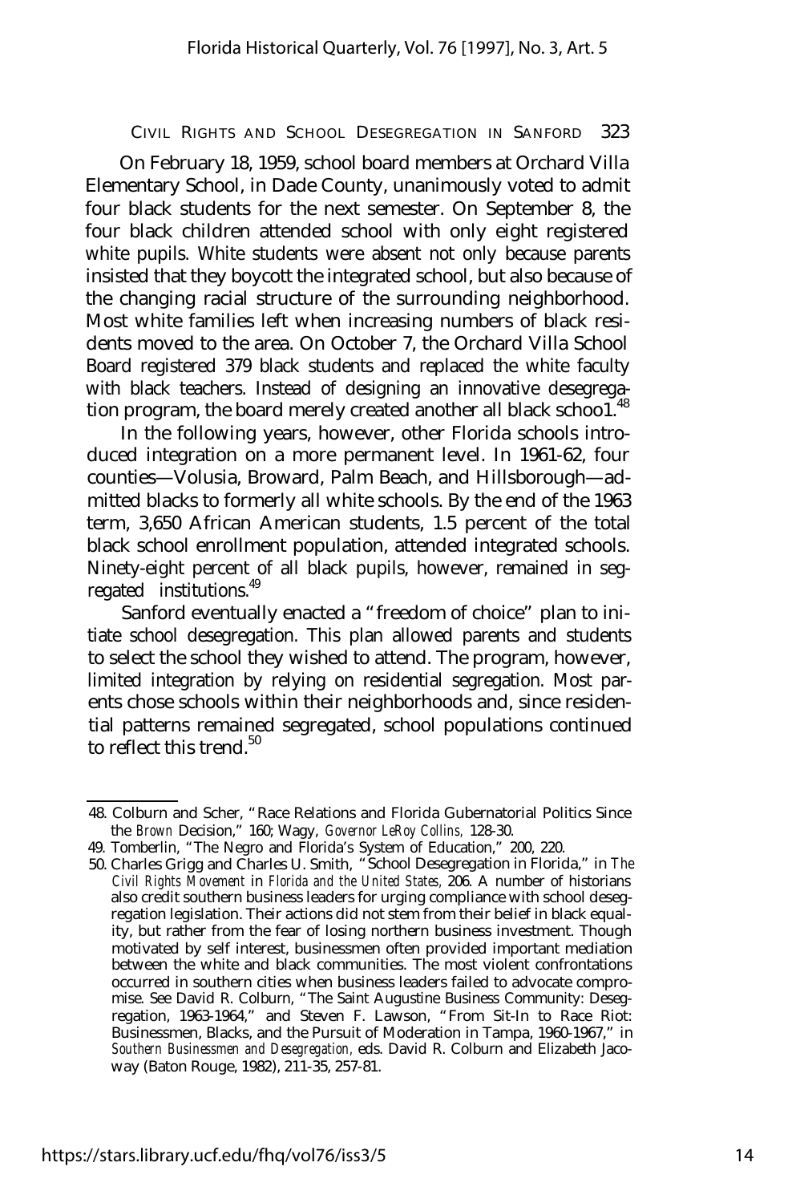On February 18, 1959, school board members at Orchard Villa Elementary School, in Dade County, unanimously voted to admit four black students for the next semester. On September 8, the four black children attended school with only eight registered white pupils. White students were absent not only because parents insisted that they boycott the integrated school, but also because of the changing racial structure of the surrounding neighborhood. Most white families left when increasing numbers of black residents moved to the area. On October 7, the Orchard Villa School Board registered 379 black students and replaced the white faculty with black teachers. Instead of designing an innovative desegregation program, the board merely created another all black schoo1.[48]

In the following years, however, other Florida schools introduced integration on a more permanent level. In 1961-62, four counties—Volusia, Broward, Palm Beach, and Hillsborough—admitted blacks to formerly all white schools. By the end of the 1963 term, 3,650 African American students, 1.5 percent of the total black school enrollment population, attended integrated schools. Ninety-eight percent of all black pupils, however, remained in segregated institutions.[49]

Sanford eventually enacted a "freedom of choice" plan to initiate school desegregation. This plan allowed parents and students to select the school they wished to attend. The program, however, limited integration by relying on residential segregation. Most parents chose schools within their neighborhoods and, since residential patterns remained segregated, school populations continued to reflect this trend.[50]

---

48. Colburn and Scher, "Race Relations and Florida Gubernatorial Politics Since the *Brown* Decision," 160; Wagy, *Governor LeRoy Collins,* 128-30.

49. Tomberlin, "The Negro and Florida's System of Education," 200, 220.

50. Charles Grigg and Charles U. Smith, "School Desegregation in Florida," in *The Civil Rights Movement* in *Florida and the United States,* 206. A number of historians also credit southern business leaders for urging compliance with school desegregation legislation. Their actions did not stem from their belief in black equality, but rather from the fear of losing northern business investment. Though motivated by self interest, businessmen often provided important mediation between the white and black communities. The most violent confrontations occurred in southern cities when business leaders failed to advocate compromise. See David R. Colburn, "The Saint Augustine Business Community: Desegregation, 1963-1964," and Steven F. Lawson, "From Sit-In to Race Riot: Businessmen, Blacks, and the Pursuit of Moderation in Tampa, 1960-1967," in *Southern Businessmen and Desegregation,* eds. David R. Colburn and Elizabeth Jacoway (Baton Rouge, 1982), 211-35, 257-81.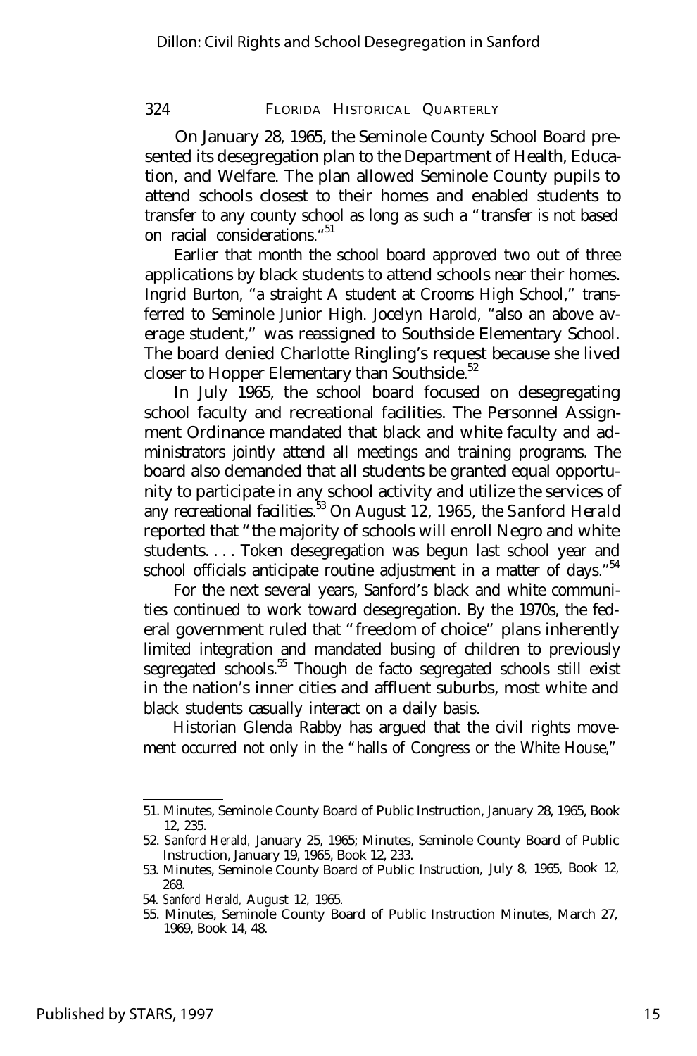On January 28, 1965, the Seminole County School Board presented its desegregation plan to the Department of Health, Education, and Welfare. The plan allowed Seminole County pupils to attend schools closest to their homes and enabled students to transfer to any county school as long as such a "transfer is not based on racial considerations."[51]

Earlier that month the school board approved two out of three applications by black students to attend schools near their homes. Ingrid Burton, "a straight A student at Crooms High School," transferred to Seminole Junior High. Jocelyn Harold, "also an above average student," was reassigned to Southside Elementary School. The board denied Charlotte Ringling's request because she lived closer to Hopper Elementary than Southside.[52]

In July 1965, the school board focused on desegregating school faculty and recreational facilities. The Personnel Assignment Ordinance mandated that black and white faculty and administrators jointly attend all meetings and training programs. The board also demanded that all students be granted equal opportunity to participate in any school activity and utilize the services of any recreational facilities.[53] On August 12, 1965, the *Sanford Herald* reported that "the majority of schools will enroll Negro and white students. . . . Token desegregation was begun last school year and school officials anticipate routine adjustment in a matter of days."[54]

For the next several years, Sanford's black and white communities continued to work toward desegregation. By the 1970s, the federal government ruled that "freedom of choice" plans inherently limited integration and mandated busing of children to previously segregated schools.[55] Though de facto segregated schools still exist in the nation's inner cities and affluent suburbs, most white and black students casually interact on a daily basis.

Historian Glenda Rabby has argued that the civil rights movement occurred not only in the "halls of Congress or the White House,"

---

51. Minutes, Seminole County Board of Public Instruction, January 28, 1965, Book 12, 235.
52. *Sanford Herald*, January 25, 1965; Minutes, Seminole County Board of Public Instruction, January 19, 1965, Book 12, 233.
53. Minutes, Seminole County Board of Public Instruction, July 8, 1965, Book 12, 268.
54. *Sanford Herald*, August 12, 1965.
55. Minutes, Seminole County Board of Public Instruction Minutes, March 27, 1969, Book 14, 48.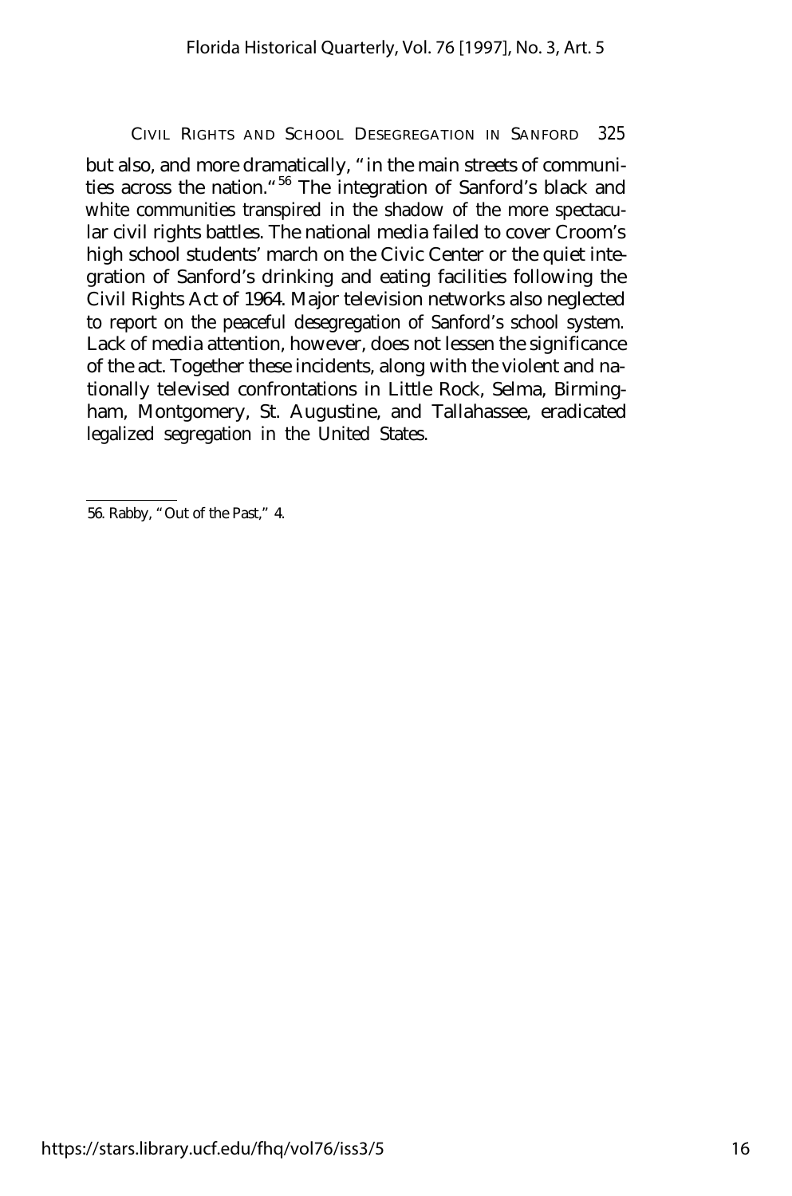but also, and more dramatically, "in the main streets of communities across the nation."[56] The integration of Sanford's black and white communities transpired in the shadow of the more spectacular civil rights battles. The national media failed to cover Croom's high school students' march on the Civic Center or the quiet integration of Sanford's drinking and eating facilities following the Civil Rights Act of 1964. Major television networks also neglected to report on the peaceful desegregation of Sanford's school system. Lack of media attention, however, does not lessen the significance of the act. Together these incidents, along with the violent and nationally televised confrontations in Little Rock, Selma, Birmingham, Montgomery, St. Augustine, and Tallahassee, eradicated legalized segregation in the United States.

---

56. Rabby, "Out of the Past," 4.